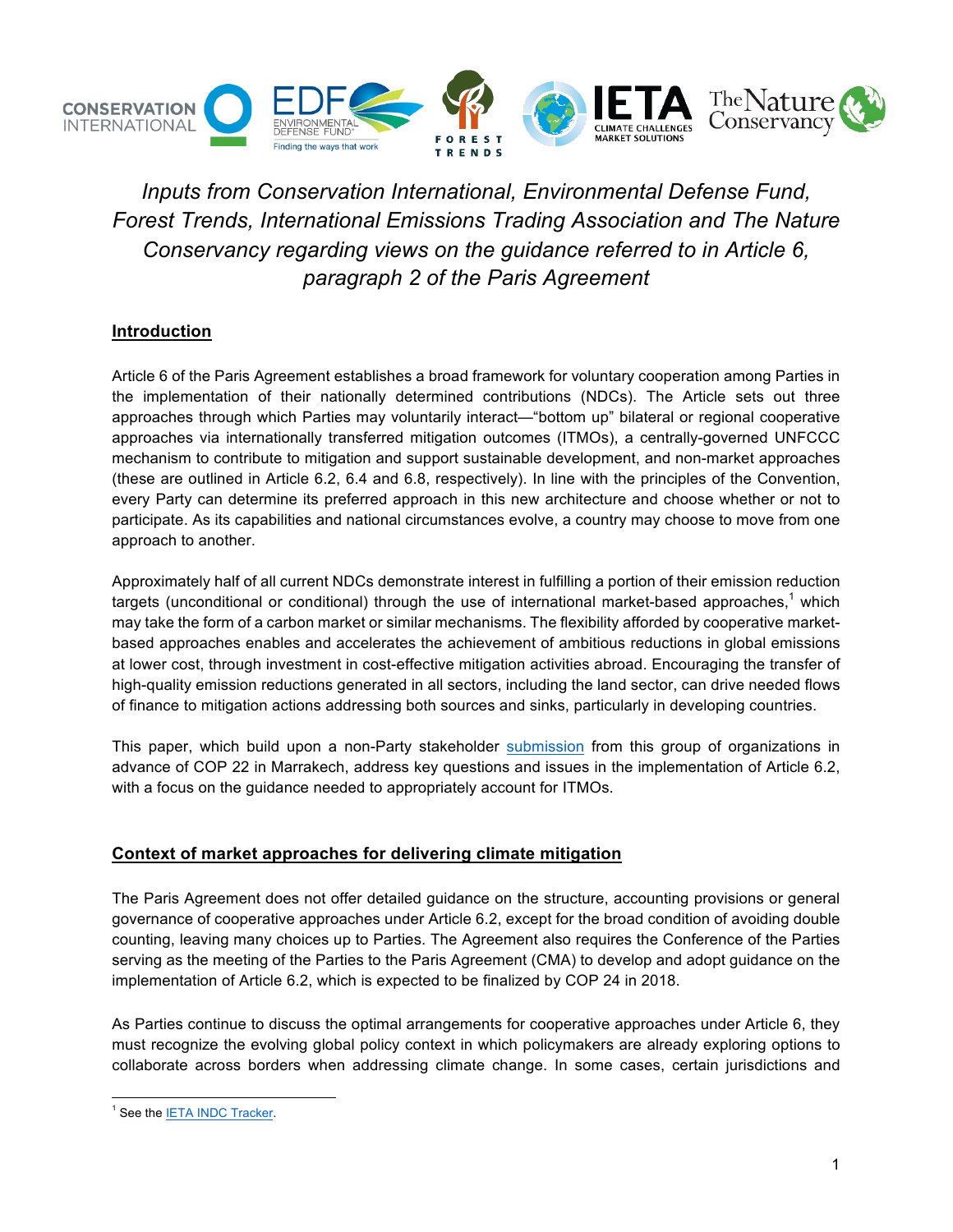*Inputs from Conservation International, Environmental Defense Fund, Forest Trends, International Emissions Trading Association and The Nature Conservancy regarding views on the guidance referred to in Article 6, paragraph 2 of the Paris Agreement*

## Introduction

Article 6 of the Paris Agreement establishes a broad framework for voluntary cooperation among Parties in the implementation of their nationally determined contributions (NDCs). The Article sets out three approaches through which Parties may voluntarily interact—"bottom up" bilateral or regional cooperative approaches via internationally transferred mitigation outcomes (ITMOs), a centrally-governed UNFCCC mechanism to contribute to mitigation and support sustainable development, and non-market approaches (these are outlined in Article 6.2, 6.4 and 6.8, respectively). In line with the principles of the Convention, every Party can determine its preferred approach in this new architecture and choose whether or not to participate. As its capabilities and national circumstances evolve, a country may choose to move from one approach to another.

Approximately half of all current NDCs demonstrate interest in fulfilling a portion of their emission reduction targets (unconditional or conditional) through the use of international market-based approaches,[1] which may take the form of a carbon market or similar mechanisms. The flexibility afforded by cooperative market-based approaches enables and accelerates the achievement of ambitious reductions in global emissions at lower cost, through investment in cost-effective mitigation activities abroad. Encouraging the transfer of high-quality emission reductions generated in all sectors, including the land sector, can drive needed flows of finance to mitigation actions addressing both sources and sinks, particularly in developing countries.

This paper, which build upon a non-Party stakeholder submission from this group of organizations in advance of COP 22 in Marrakech, address key questions and issues in the implementation of Article 6.2, with a focus on the guidance needed to appropriately account for ITMOs.

## Context of market approaches for delivering climate mitigation

The Paris Agreement does not offer detailed guidance on the structure, accounting provisions or general governance of cooperative approaches under Article 6.2, except for the broad condition of avoiding double counting, leaving many choices up to Parties. The Agreement also requires the Conference of the Parties serving as the meeting of the Parties to the Paris Agreement (CMA) to develop and adopt guidance on the implementation of Article 6.2, which is expected to be finalized by COP 24 in 2018.

As Parties continue to discuss the optimal arrangements for cooperative approaches under Article 6, they must recognize the evolving global policy context in which policymakers are already exploring options to collaborate across borders when addressing climate change. In some cases, certain jurisdictions and

[1] See the IETA INDC Tracker.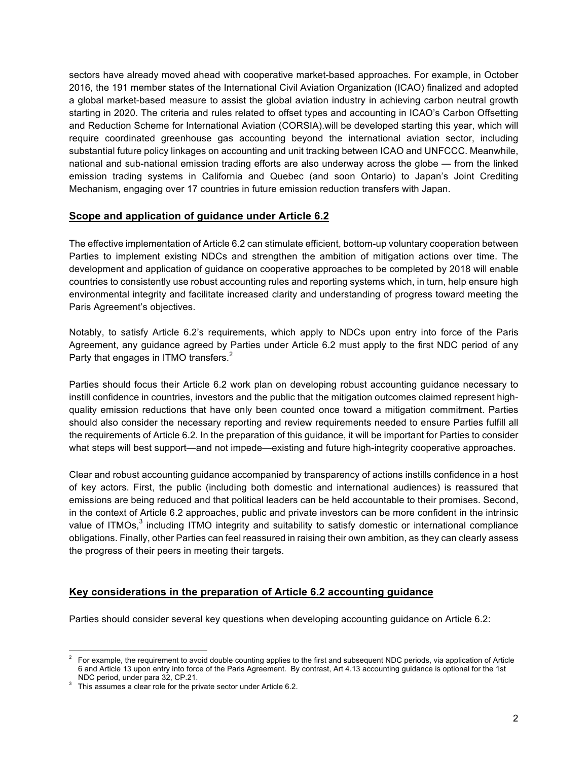sectors have already moved ahead with cooperative market-based approaches. For example, in October 2016, the 191 member states of the International Civil Aviation Organization (ICAO) finalized and adopted a global market-based measure to assist the global aviation industry in achieving carbon neutral growth starting in 2020. The criteria and rules related to offset types and accounting in ICAO's Carbon Offsetting and Reduction Scheme for International Aviation (CORSIA).will be developed starting this year, which will require coordinated greenhouse gas accounting beyond the international aviation sector, including substantial future policy linkages on accounting and unit tracking between ICAO and UNFCCC. Meanwhile, national and sub-national emission trading efforts are also underway across the globe — from the linked emission trading systems in California and Quebec (and soon Ontario) to Japan's Joint Crediting Mechanism, engaging over 17 countries in future emission reduction transfers with Japan.

## Scope and application of guidance under Article 6.2

The effective implementation of Article 6.2 can stimulate efficient, bottom-up voluntary cooperation between Parties to implement existing NDCs and strengthen the ambition of mitigation actions over time. The development and application of guidance on cooperative approaches to be completed by 2018 will enable countries to consistently use robust accounting rules and reporting systems which, in turn, help ensure high environmental integrity and facilitate increased clarity and understanding of progress toward meeting the Paris Agreement's objectives.

Notably, to satisfy Article 6.2's requirements, which apply to NDCs upon entry into force of the Paris Agreement, any guidance agreed by Parties under Article 6.2 must apply to the first NDC period of any Party that engages in ITMO transfers.[2]

Parties should focus their Article 6.2 work plan on developing robust accounting guidance necessary to instill confidence in countries, investors and the public that the mitigation outcomes claimed represent high-quality emission reductions that have only been counted once toward a mitigation commitment. Parties should also consider the necessary reporting and review requirements needed to ensure Parties fulfill all the requirements of Article 6.2. In the preparation of this guidance, it will be important for Parties to consider what steps will best support—and not impede—existing and future high-integrity cooperative approaches.

Clear and robust accounting guidance accompanied by transparency of actions instills confidence in a host of key actors. First, the public (including both domestic and international audiences) is reassured that emissions are being reduced and that political leaders can be held accountable to their promises. Second, in the context of Article 6.2 approaches, public and private investors can be more confident in the intrinsic value of ITMOs,[3] including ITMO integrity and suitability to satisfy domestic or international compliance obligations. Finally, other Parties can feel reassured in raising their own ambition, as they can clearly assess the progress of their peers in meeting their targets.

## Key considerations in the preparation of Article 6.2 accounting guidance

Parties should consider several key questions when developing accounting guidance on Article 6.2:

---

[2] For example, the requirement to avoid double counting applies to the first and subsequent NDC periods, via application of Article 6 and Article 13 upon entry into force of the Paris Agreement. By contrast, Art 4.13 accounting guidance is optional for the 1st NDC period, under para 32, CP.21.

[3] This assumes a clear role for the private sector under Article 6.2.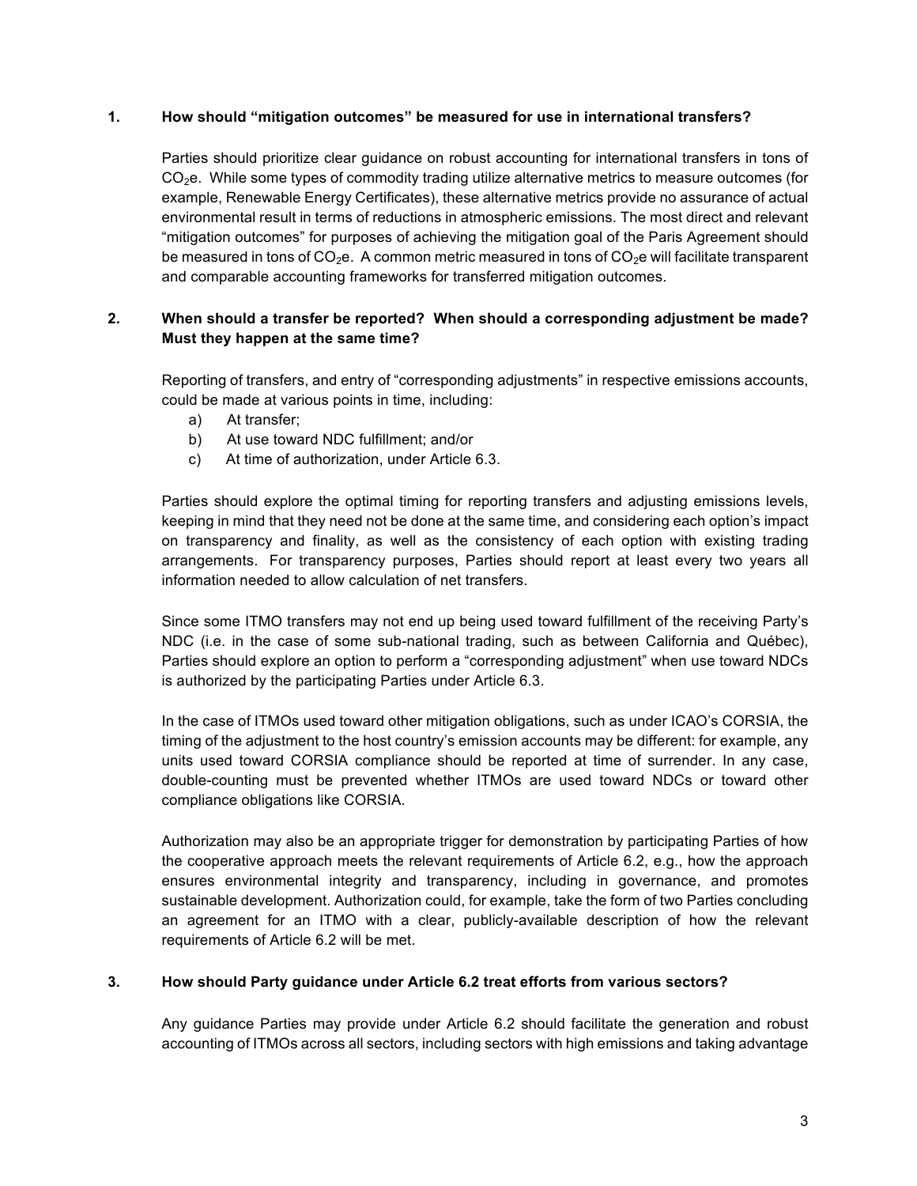## 1. How should "mitigation outcomes" be measured for use in international transfers?

Parties should prioritize clear guidance on robust accounting for international transfers in tons of $CO_2e$. While some types of commodity trading utilize alternative metrics to measure outcomes (for example, Renewable Energy Certificates), these alternative metrics provide no assurance of actual environmental result in terms of reductions in atmospheric emissions. The most direct and relevant "mitigation outcomes" for purposes of achieving the mitigation goal of the Paris Agreement should be measured in tons of $CO_2e$. A common metric measured in tons of $CO_2e$ will facilitate transparent and comparable accounting frameworks for transferred mitigation outcomes.

## 2. When should a transfer be reported? When should a corresponding adjustment be made? Must they happen at the same time?

Reporting of transfers, and entry of "corresponding adjustments" in respective emissions accounts, could be made at various points in time, including:

a) At transfer;
b) At use toward NDC fulfillment; and/or
c) At time of authorization, under Article 6.3.

Parties should explore the optimal timing for reporting transfers and adjusting emissions levels, keeping in mind that they need not be done at the same time, and considering each option's impact on transparency and finality, as well as the consistency of each option with existing trading arrangements. For transparency purposes, Parties should report at least every two years all information needed to allow calculation of net transfers.

Since some ITMO transfers may not end up being used toward fulfillment of the receiving Party's NDC (i.e. in the case of some sub-national trading, such as between California and Québec), Parties should explore an option to perform a "corresponding adjustment" when use toward NDCs is authorized by the participating Parties under Article 6.3.

In the case of ITMOs used toward other mitigation obligations, such as under ICAO's CORSIA, the timing of the adjustment to the host country's emission accounts may be different: for example, any units used toward CORSIA compliance should be reported at time of surrender. In any case, double-counting must be prevented whether ITMOs are used toward NDCs or toward other compliance obligations like CORSIA.

Authorization may also be an appropriate trigger for demonstration by participating Parties of how the cooperative approach meets the relevant requirements of Article 6.2, e.g., how the approach ensures environmental integrity and transparency, including in governance, and promotes sustainable development. Authorization could, for example, take the form of two Parties concluding an agreement for an ITMO with a clear, publicly-available description of how the relevant requirements of Article 6.2 will be met.

## 3. How should Party guidance under Article 6.2 treat efforts from various sectors?

Any guidance Parties may provide under Article 6.2 should facilitate the generation and robust accounting of ITMOs across all sectors, including sectors with high emissions and taking advantage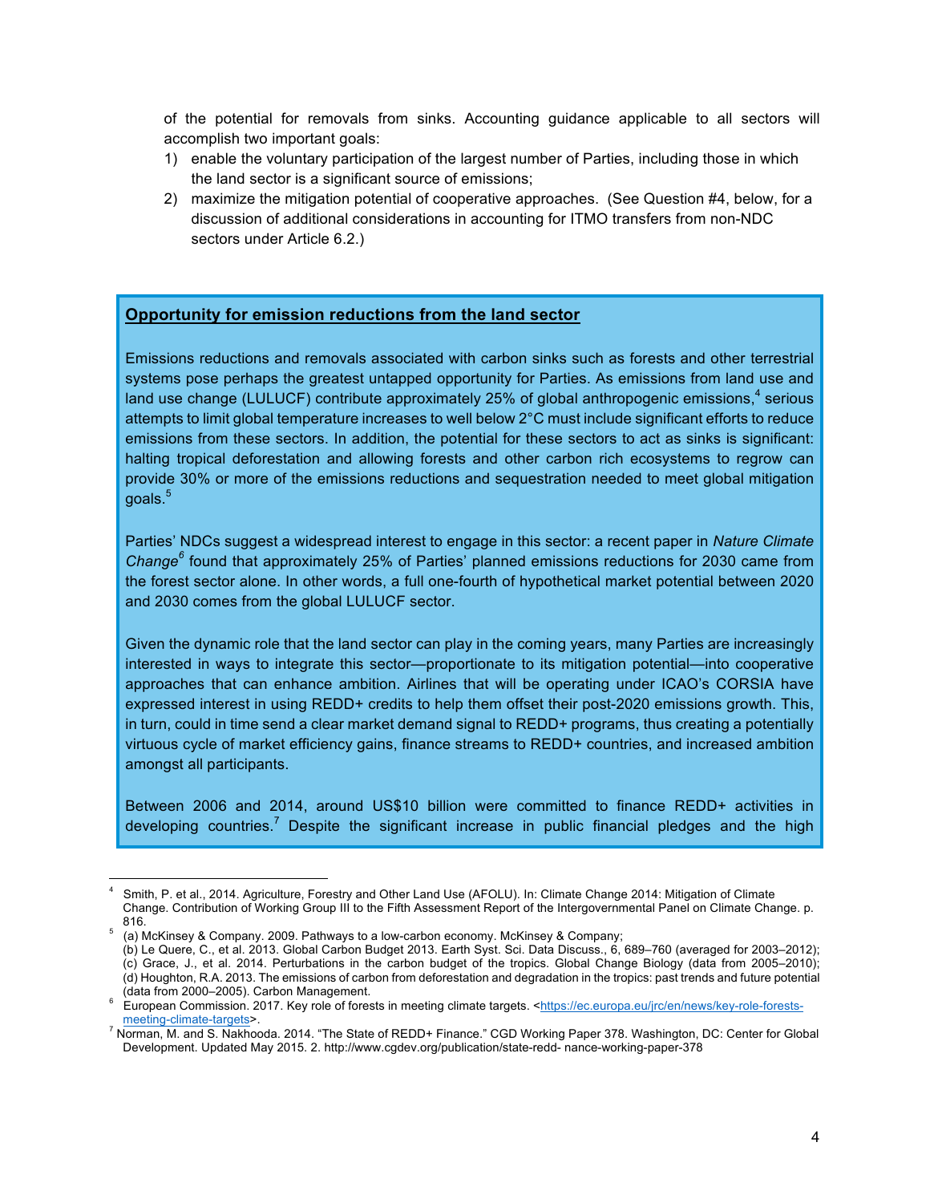of the potential for removals from sinks. Accounting guidance applicable to all sectors will accomplish two important goals:

1) enable the voluntary participation of the largest number of Parties, including those in which the land sector is a significant source of emissions;
2) maximize the mitigation potential of cooperative approaches. (See Question #4, below, for a discussion of additional considerations in accounting for ITMO transfers from non-NDC sectors under Article 6.2.)

**Opportunity for emission reductions from the land sector**

Emissions reductions and removals associated with carbon sinks such as forests and other terrestrial systems pose perhaps the greatest untapped opportunity for Parties. As emissions from land use and land use change (LULUCF) contribute approximately 25% of global anthropogenic emissions,[4] serious attempts to limit global temperature increases to well below 2°C must include significant efforts to reduce emissions from these sectors. In addition, the potential for these sectors to act as sinks is significant: halting tropical deforestation and allowing forests and other carbon rich ecosystems to regrow can provide 30% or more of the emissions reductions and sequestration needed to meet global mitigation goals.[5]

Parties' NDCs suggest a widespread interest to engage in this sector: a recent paper in *Nature Climate Change*[6] found that approximately 25% of Parties' planned emissions reductions for 2030 came from the forest sector alone. In other words, a full one-fourth of hypothetical market potential between 2020 and 2030 comes from the global LULUCF sector.

Given the dynamic role that the land sector can play in the coming years, many Parties are increasingly interested in ways to integrate this sector—proportionate to its mitigation potential—into cooperative approaches that can enhance ambition. Airlines that will be operating under ICAO's CORSIA have expressed interest in using REDD+ credits to help them offset their post-2020 emissions growth. This, in turn, could in time send a clear market demand signal to REDD+ programs, thus creating a potentially virtuous cycle of market efficiency gains, finance streams to REDD+ countries, and increased ambition amongst all participants.

Between 2006 and 2014, around US$10 billion were committed to finance REDD+ activities in developing countries.[7] Despite the significant increase in public financial pledges and the high

---

[4] Smith, P. et al., 2014. Agriculture, Forestry and Other Land Use (AFOLU). In: Climate Change 2014: Mitigation of Climate Change. Contribution of Working Group III to the Fifth Assessment Report of the Intergovernmental Panel on Climate Change. p. 816.

[5] (a) McKinsey & Company. 2009. Pathways to a low-carbon economy. McKinsey & Company;
(b) Le Quere, C., et al. 2013. Global Carbon Budget 2013. Earth Syst. Sci. Data Discuss., 6, 689–760 (averaged for 2003–2012);
(c) Grace, J., et al. 2014. Perturbations in the carbon budget of the tropics. Global Change Biology (data from 2005–2010);
(d) Houghton, R.A. 2013. The emissions of carbon from deforestation and degradation in the tropics: past trends and future potential (data from 2000–2005). Carbon Management.

[6] European Commission. 2017. Key role of forests in meeting climate targets. <https://ec.europa.eu/jrc/en/news/key-role-forests-meeting-climate-targets>.

[7] Norman, M. and S. Nakhooda. 2014. "The State of REDD+ Finance." CGD Working Paper 378. Washington, DC: Center for Global Development. Updated May 2015. 2. http://www.cgdev.org/publication/state-redd- nance-working-paper-378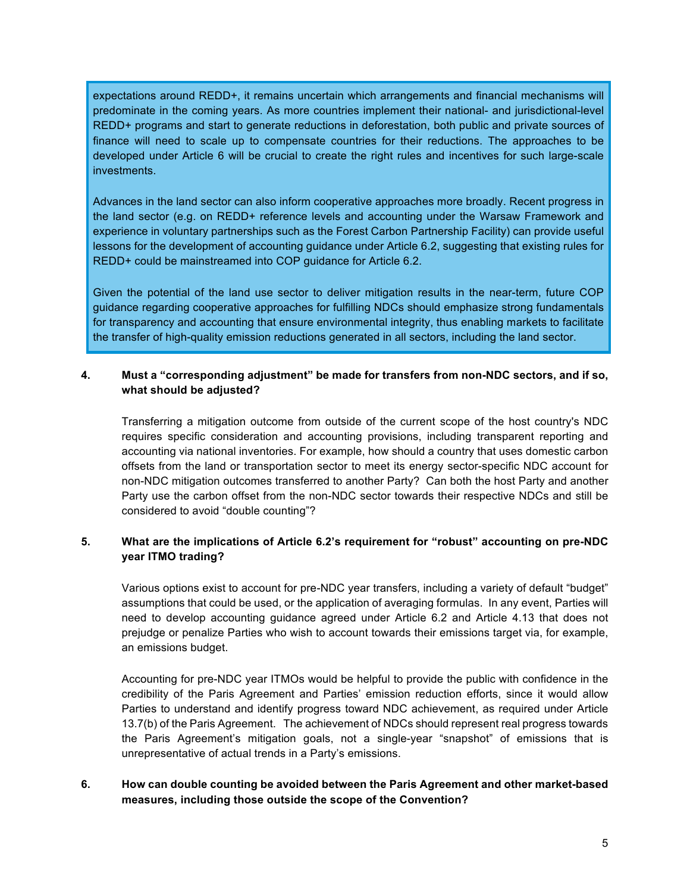expectations around REDD+, it remains uncertain which arrangements and financial mechanisms will predominate in the coming years. As more countries implement their national- and jurisdictional-level REDD+ programs and start to generate reductions in deforestation, both public and private sources of finance will need to scale up to compensate countries for their reductions. The approaches to be developed under Article 6 will be crucial to create the right rules and incentives for such large-scale investments.

Advances in the land sector can also inform cooperative approaches more broadly. Recent progress in the land sector (e.g. on REDD+ reference levels and accounting under the Warsaw Framework and experience in voluntary partnerships such as the Forest Carbon Partnership Facility) can provide useful lessons for the development of accounting guidance under Article 6.2, suggesting that existing rules for REDD+ could be mainstreamed into COP guidance for Article 6.2.

Given the potential of the land use sector to deliver mitigation results in the near-term, future COP guidance regarding cooperative approaches for fulfilling NDCs should emphasize strong fundamentals for transparency and accounting that ensure environmental integrity, thus enabling markets to facilitate the transfer of high-quality emission reductions generated in all sectors, including the land sector.

**4. Must a "corresponding adjustment" be made for transfers from non-NDC sectors, and if so, what should be adjusted?**

Transferring a mitigation outcome from outside of the current scope of the host country's NDC requires specific consideration and accounting provisions, including transparent reporting and accounting via national inventories. For example, how should a country that uses domestic carbon offsets from the land or transportation sector to meet its energy sector-specific NDC account for non-NDC mitigation outcomes transferred to another Party? Can both the host Party and another Party use the carbon offset from the non-NDC sector towards their respective NDCs and still be considered to avoid "double counting"?

**5. What are the implications of Article 6.2's requirement for "robust" accounting on pre-NDC year ITMO trading?**

Various options exist to account for pre-NDC year transfers, including a variety of default "budget" assumptions that could be used, or the application of averaging formulas. In any event, Parties will need to develop accounting guidance agreed under Article 6.2 and Article 4.13 that does not prejudge or penalize Parties who wish to account towards their emissions target via, for example, an emissions budget.

Accounting for pre-NDC year ITMOs would be helpful to provide the public with confidence in the credibility of the Paris Agreement and Parties' emission reduction efforts, since it would allow Parties to understand and identify progress toward NDC achievement, as required under Article 13.7(b) of the Paris Agreement. The achievement of NDCs should represent real progress towards the Paris Agreement's mitigation goals, not a single-year "snapshot" of emissions that is unrepresentative of actual trends in a Party's emissions.

**6. How can double counting be avoided between the Paris Agreement and other market-based measures, including those outside the scope of the Convention?**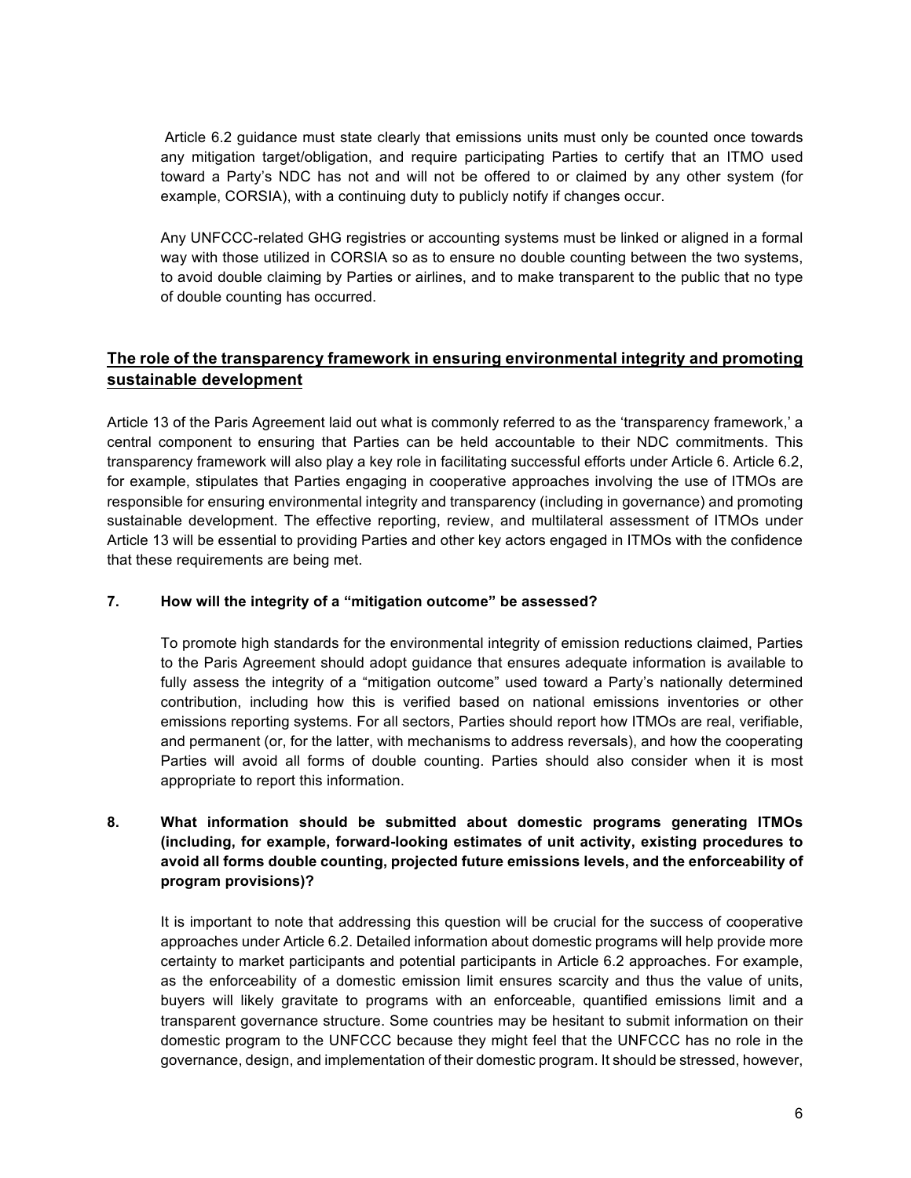Article 6.2 guidance must state clearly that emissions units must only be counted once towards any mitigation target/obligation, and require participating Parties to certify that an ITMO used toward a Party's NDC has not and will not be offered to or claimed by any other system (for example, CORSIA), with a continuing duty to publicly notify if changes occur.

Any UNFCCC-related GHG registries or accounting systems must be linked or aligned in a formal way with those utilized in CORSIA so as to ensure no double counting between the two systems, to avoid double claiming by Parties or airlines, and to make transparent to the public that no type of double counting has occurred.

## The role of the transparency framework in ensuring environmental integrity and promoting sustainable development

Article 13 of the Paris Agreement laid out what is commonly referred to as the 'transparency framework,' a central component to ensuring that Parties can be held accountable to their NDC commitments. This transparency framework will also play a key role in facilitating successful efforts under Article 6. Article 6.2, for example, stipulates that Parties engaging in cooperative approaches involving the use of ITMOs are responsible for ensuring environmental integrity and transparency (including in governance) and promoting sustainable development. The effective reporting, review, and multilateral assessment of ITMOs under Article 13 will be essential to providing Parties and other key actors engaged in ITMOs with the confidence that these requirements are being met.

**7. How will the integrity of a "mitigation outcome" be assessed?**

To promote high standards for the environmental integrity of emission reductions claimed, Parties to the Paris Agreement should adopt guidance that ensures adequate information is available to fully assess the integrity of a "mitigation outcome" used toward a Party's nationally determined contribution, including how this is verified based on national emissions inventories or other emissions reporting systems. For all sectors, Parties should report how ITMOs are real, verifiable, and permanent (or, for the latter, with mechanisms to address reversals), and how the cooperating Parties will avoid all forms of double counting. Parties should also consider when it is most appropriate to report this information.

**8. What information should be submitted about domestic programs generating ITMOs (including, for example, forward-looking estimates of unit activity, existing procedures to avoid all forms double counting, projected future emissions levels, and the enforceability of program provisions)?**

It is important to note that addressing this question will be crucial for the success of cooperative approaches under Article 6.2. Detailed information about domestic programs will help provide more certainty to market participants and potential participants in Article 6.2 approaches. For example, as the enforceability of a domestic emission limit ensures scarcity and thus the value of units, buyers will likely gravitate to programs with an enforceable, quantified emissions limit and a transparent governance structure. Some countries may be hesitant to submit information on their domestic program to the UNFCCC because they might feel that the UNFCCC has no role in the governance, design, and implementation of their domestic program. It should be stressed, however,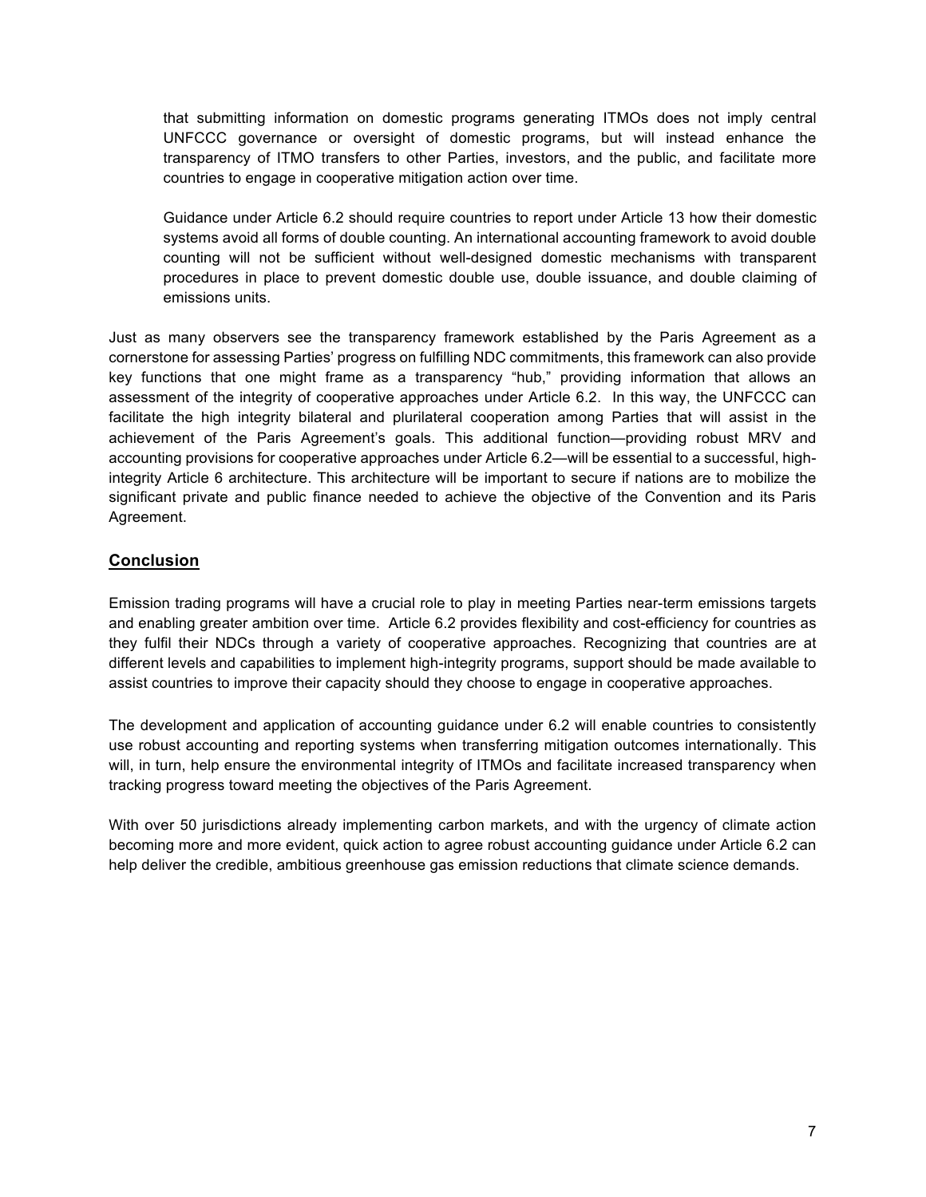that submitting information on domestic programs generating ITMOs does not imply central UNFCCC governance or oversight of domestic programs, but will instead enhance the transparency of ITMO transfers to other Parties, investors, and the public, and facilitate more countries to engage in cooperative mitigation action over time.

Guidance under Article 6.2 should require countries to report under Article 13 how their domestic systems avoid all forms of double counting. An international accounting framework to avoid double counting will not be sufficient without well-designed domestic mechanisms with transparent procedures in place to prevent domestic double use, double issuance, and double claiming of emissions units.

Just as many observers see the transparency framework established by the Paris Agreement as a cornerstone for assessing Parties' progress on fulfilling NDC commitments, this framework can also provide key functions that one might frame as a transparency "hub," providing information that allows an assessment of the integrity of cooperative approaches under Article 6.2. In this way, the UNFCCC can facilitate the high integrity bilateral and plurilateral cooperation among Parties that will assist in the achievement of the Paris Agreement's goals. This additional function—providing robust MRV and accounting provisions for cooperative approaches under Article 6.2—will be essential to a successful, high-integrity Article 6 architecture. This architecture will be important to secure if nations are to mobilize the significant private and public finance needed to achieve the objective of the Convention and its Paris Agreement.

## Conclusion

Emission trading programs will have a crucial role to play in meeting Parties near-term emissions targets and enabling greater ambition over time. Article 6.2 provides flexibility and cost-efficiency for countries as they fulfil their NDCs through a variety of cooperative approaches. Recognizing that countries are at different levels and capabilities to implement high-integrity programs, support should be made available to assist countries to improve their capacity should they choose to engage in cooperative approaches.

The development and application of accounting guidance under 6.2 will enable countries to consistently use robust accounting and reporting systems when transferring mitigation outcomes internationally. This will, in turn, help ensure the environmental integrity of ITMOs and facilitate increased transparency when tracking progress toward meeting the objectives of the Paris Agreement.

With over 50 jurisdictions already implementing carbon markets, and with the urgency of climate action becoming more and more evident, quick action to agree robust accounting guidance under Article 6.2 can help deliver the credible, ambitious greenhouse gas emission reductions that climate science demands.